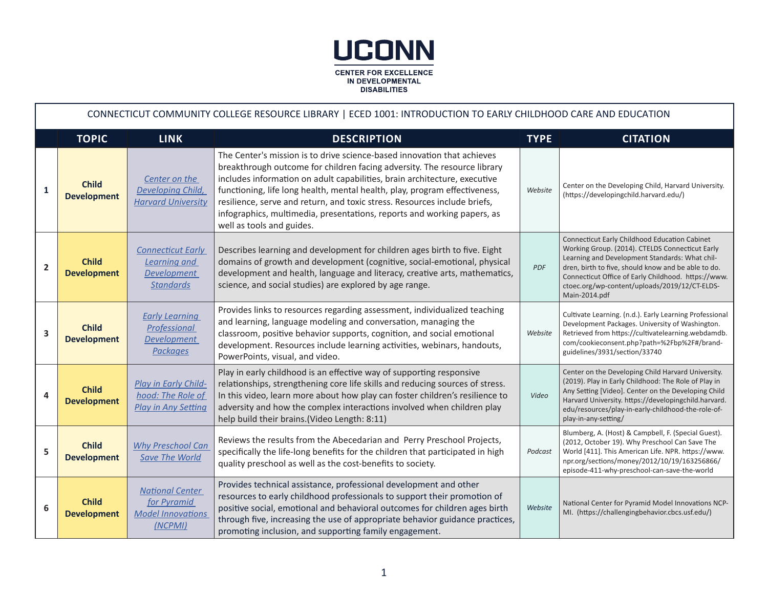UCONN

CENTER FOR EXCELLENCE IN DEVELOPMENTAL DISABILITIES

| CONNECTICUT COMMUNITY COLLEGE RESOURCE LIBRARY \| ECED 1001: INTRODUCTION TO EARLY CHILDHOOD CARE AND EDUCATION | | | | | |
|---|---|---|---|---|---|
| | **TOPIC** | **LINK** | **DESCRIPTION** | **TYPE** | **CITATION** |
| **1** | **Child Development** | *Center on the Developing Child, Harvard University* | The Center's mission is to drive science-based innovation that achieves breakthrough outcome for children facing adversity. The resource library includes information on adult capabilities, brain architecture, executive functioning, life long health, mental health, play, program effectiveness, resilience, serve and return, and toxic stress. Resources include briefs, infographics, multimedia, presentations, reports and working papers, as well as tools and guides. | *Website* | Center on the Developing Child, Harvard University. (https://developingchild.harvard.edu/) |
| **2** | **Child Development** | *Connecticut Early Learning and Development Standards* | Describes learning and development for children ages birth to five. Eight domains of growth and development (cognitive, social-emotional, physical development and health, language and literacy, creative arts, mathematics, science, and social studies) are explored by age range. | *PDF* | Connecticut Early Childhood Education Cabinet Working Group. (2014). CTELDS Connecticut Early Learning and Development Standards: What children, birth to five, should know and be able to do. Connecticut Office of Early Childhood. https://www.ctoec.org/wp-content/uploads/2019/12/CT-ELDS-Main-2014.pdf |
| **3** | **Child Development** | *Early Learning Professional Development Packages* | Provides links to resources regarding assessment, individualized teaching and learning, language modeling and conversation, managing the classroom, positive behavior supports, cognition, and social emotional development. Resources include learning activities, webinars, handouts, PowerPoints, visual, and video. | *Website* | Cultivate Learning. (n.d.). Early Learning Professional Development Packages. University of Washington. Retrieved from https://cultivatelearning.webdamdb.com/cookieconsent.php?path=%2Fbp%2F#/brand-guidelines/3931/section/33740 |
| **4** | **Child Development** | *Play in Early Childhood: The Role of Play in Any Setting* | Play in early childhood is an effective way of supporting responsive relationships, strengthening core life skills and reducing sources of stress. In this video, learn more about how play can foster children's resilience to adversity and how the complex interactions involved when children play help build their brains.(Video Length: 8:11) | *Video* | Center on the Developing Child Harvard University. (2019). Play in Early Childhood: The Role of Play in Any Setting [Video]. Center on the Developing Child Harvard University. https://developingchild.harvard.edu/resources/play-in-early-childhood-the-role-of-play-in-any-setting/ |
| **5** | **Child Development** | *Why Preschool Can Save The World* | Reviews the results from the Abecedarian and Perry Preschool Projects, specifically the life-long benefits for the children that participated in high quality preschool as well as the cost-benefits to society. | *Podcast* | Blumberg, A. (Host) & Campbell, F. (Special Guest). (2012, October 19). Why Preschool Can Save The World [411]. This American Life. NPR. https://www.npr.org/sections/money/2012/10/19/163256866/episode-411-why-preschool-can-save-the-world |
| **6** | **Child Development** | *National Center for Pyramid Model Innovations (NCPMI)* | Provides technical assistance, professional development and other resources to early childhood professionals to support their promotion of positive social, emotional and behavioral outcomes for children ages birth through five, increasing the use of appropriate behavior guidance practices, promoting inclusion, and supporting family engagement. | *Website* | National Center for Pyramid Model Innovations NCPMI. (https://challengingbehavior.cbcs.usf.edu/) |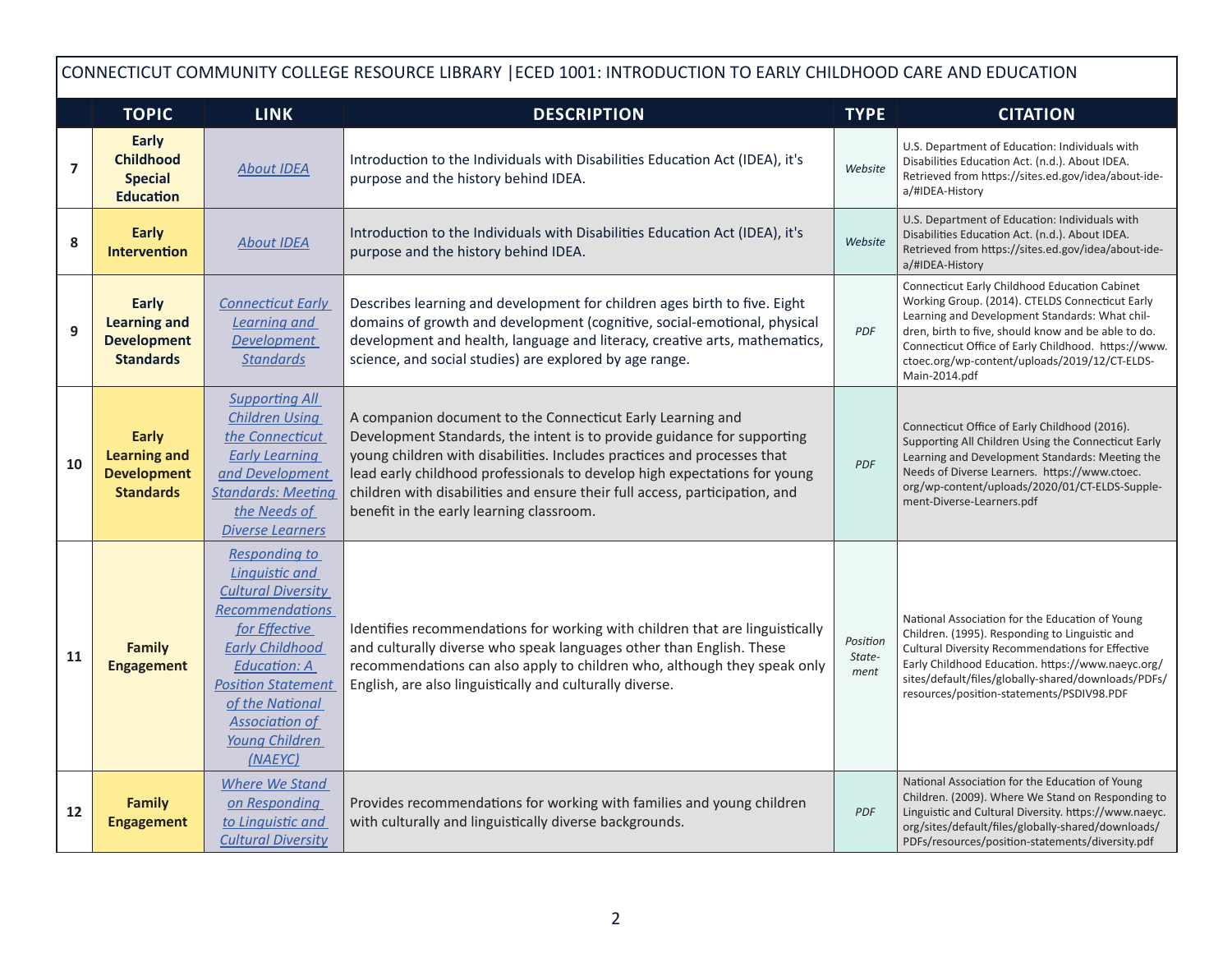CONNECTICUT COMMUNITY COLLEGE RESOURCE LIBRARY |ECED 1001: INTRODUCTION TO EARLY CHILDHOOD CARE AND EDUCATION

| | TOPIC | LINK | DESCRIPTION | TYPE | CITATION |
|---|---|---|---|---|---|
| 7 | **Early Childhood Special Education** | *About IDEA* | Introduction to the Individuals with Disabilities Education Act (IDEA), it's purpose and the history behind IDEA. | *Website* | U.S. Department of Education: Individuals with Disabilities Education Act. (n.d.). About IDEA. Retrieved from https://sites.ed.gov/idea/about-idea/#IDEA-History |
| 8 | **Early Intervention** | *About IDEA* | Introduction to the Individuals with Disabilities Education Act (IDEA), it's purpose and the history behind IDEA. | *Website* | U.S. Department of Education: Individuals with Disabilities Education Act. (n.d.). About IDEA. Retrieved from https://sites.ed.gov/idea/about-idea/#IDEA-History |
| 9 | **Early Learning and Development Standards** | *Connecticut Early Learning and Development Standards* | Describes learning and development for children ages birth to five. Eight domains of growth and development (cognitive, social-emotional, physical development and health, language and literacy, creative arts, mathematics, science, and social studies) are explored by age range. | *PDF* | Connecticut Early Childhood Education Cabinet Working Group. (2014). CTELDS Connecticut Early Learning and Development Standards: What children, birth to five, should know and be able to do. Connecticut Office of Early Childhood. https://www.ctoec.org/wp-content/uploads/2019/12/CT-ELDS-Main-2014.pdf |
| 10 | **Early Learning and Development Standards** | *Supporting All Children Using the Connecticut Early Learning and Development Standards: Meeting the Needs of Diverse Learners* | A companion document to the Connecticut Early Learning and Development Standards, the intent is to provide guidance for supporting young children with disabilities. Includes practices and processes that lead early childhood professionals to develop high expectations for young children with disabilities and ensure their full access, participation, and benefit in the early learning classroom. | *PDF* | Connecticut Office of Early Childhood (2016). Supporting All Children Using the Connecticut Early Learning and Development Standards: Meeting the Needs of Diverse Learners. https://www.ctoec.org/wp-content/uploads/2020/01/CT-ELDS-Supplement-Diverse-Learners.pdf |
| 11 | **Family Engagement** | *Responding to Linguistic and Cultural Diversity Recommendations for Effective Early Childhood Education: A Position Statement of the National Association of Young Children (NAEYC)* | Identifies recommendations for working with children that are linguistically and culturally diverse who speak languages other than English. These recommendations can also apply to children who, although they speak only English, are also linguistically and culturally diverse. | *Position Statement* | National Association for the Education of Young Children. (1995). Responding to Linguistic and Cultural Diversity Recommendations for Effective Early Childhood Education. https://www.naeyc.org/sites/default/files/globally-shared/downloads/PDFs/resources/position-statements/PSDIV98.PDF |
| 12 | **Family Engagement** | *Where We Stand on Responding to Linguistic and Cultural Diversity* | Provides recommendations for working with families and young children with culturally and linguistically diverse backgrounds. | *PDF* | National Association for the Education of Young Children. (2009). Where We Stand on Responding to Linguistic and Cultural Diversity. https://www.naeyc.org/sites/default/files/globally-shared/downloads/PDFs/resources/position-statements/diversity.pdf |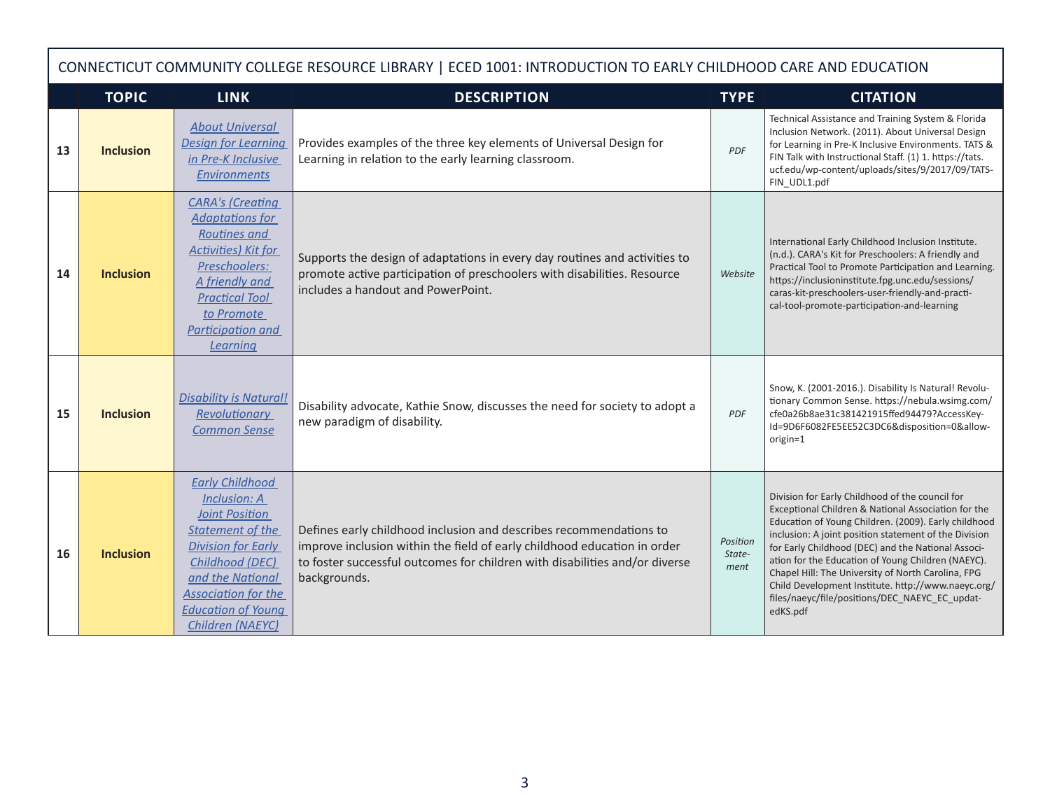| | CONNECTICUT COMMUNITY COLLEGE RESOURCE LIBRARY \| ECED 1001: INTRODUCTION TO EARLY CHILDHOOD CARE AND EDUCATION | | | | |
|---|---|---|---|---|---|
| | **TOPIC** | **LINK** | **DESCRIPTION** | **TYPE** | **CITATION** |
| **13** | **Inclusion** | *About Universal Design for Learning in Pre-K Inclusive Environments* | Provides examples of the three key elements of Universal Design for Learning in relation to the early learning classroom. | *PDF* | Technical Assistance and Training System & Florida Inclusion Network. (2011). About Universal Design for Learning in Pre-K Inclusive Environments. TATS & FIN Talk with Instructional Staff. (1) 1. https://tats.ucf.edu/wp-content/uploads/sites/9/2017/09/TATS-FIN_UDL1.pdf |
| **14** | **Inclusion** | *CARA's (Creating Adaptations for Routines and Activities) Kit for Preschoolers: A friendly and Practical Tool to Promote Participation and Learning* | Supports the design of adaptations in every day routines and activities to promote active participation of preschoolers with disabilities. Resource includes a handout and PowerPoint. | *Website* | International Early Childhood Inclusion Institute. (n.d.). CARA's Kit for Preschoolers: A friendly and Practical Tool to Promote Participation and Learning. https://inclusioninstitute.fpg.unc.edu/sessions/caras-kit-preschoolers-user-friendly-and-practical-tool-promote-participation-and-learning |
| **15** | **Inclusion** | *Disability is Natural! Revolutionary Common Sense* | Disability advocate, Kathie Snow, discusses the need for society to adopt a new paradigm of disability. | *PDF* | Snow, K. (2001-2016.). Disability Is Natural! Revolutionary Common Sense. https://nebula.wsimg.com/cfe0a26b8ae31c381421915ffed94479?AccessKeyId=9D6F6082FE5EE52C3DC6&disposition=0&alloworigin=1 |
| **16** | **Inclusion** | *Early Childhood Inclusion: A Joint Position Statement of the Division for Early Childhood (DEC) and the National Association for the Education of Young Children (NAEYC)* | Defines early childhood inclusion and describes recommendations to improve inclusion within the field of early childhood education in order to foster successful outcomes for children with disabilities and/or diverse backgrounds. | *Position Statement* | Division for Early Childhood of the council for Exceptional Children & National Association for the Education of Young Children. (2009). Early childhood inclusion: A joint position statement of the Division for Early Childhood (DEC) and the National Association for the Education of Young Children (NAEYC). Chapel Hill: The University of North Carolina, FPG Child Development Institute. http://www.naeyc.org/files/naeyc/file/positions/DEC_NAEYC_EC_updatedKS.pdf |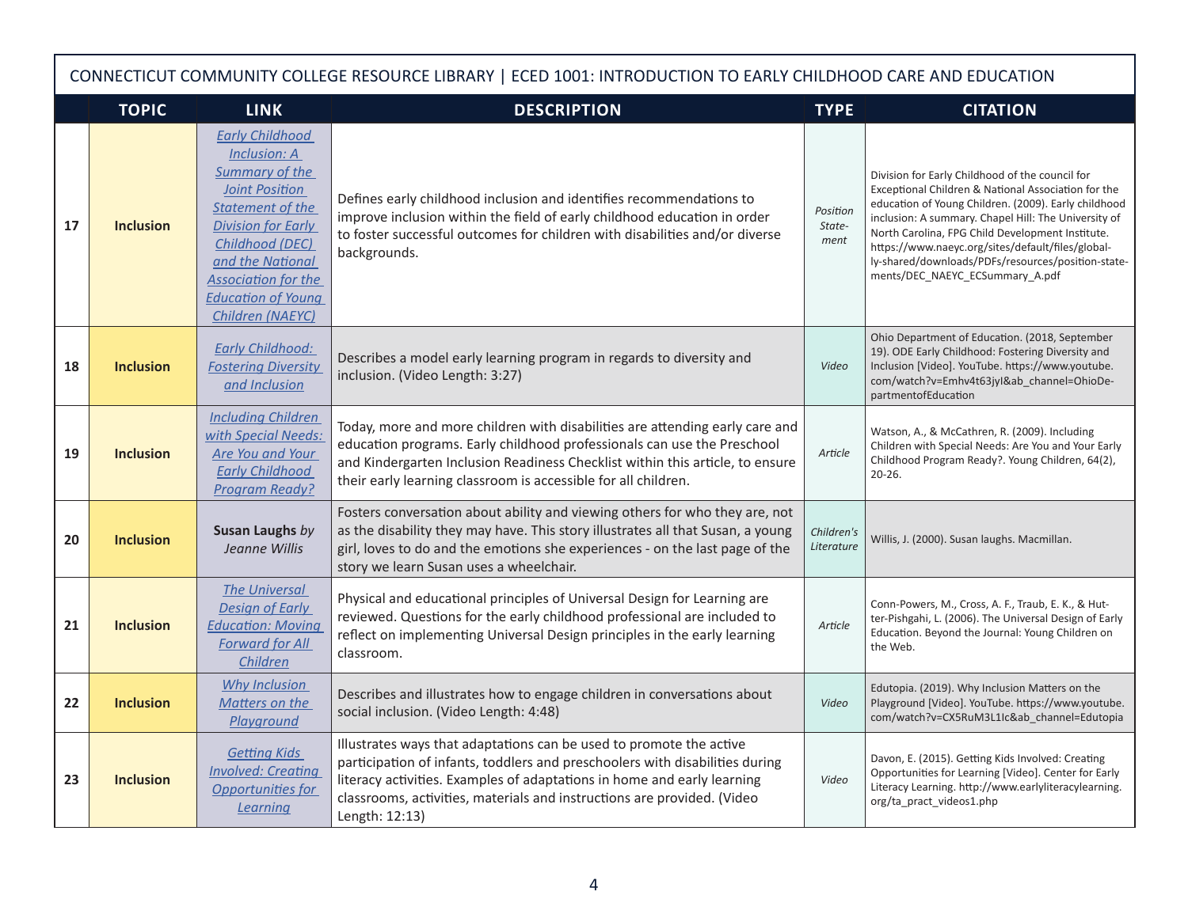| | CONNECTICUT COMMUNITY COLLEGE RESOURCE LIBRARY \| ECED 1001: INTRODUCTION TO EARLY CHILDHOOD CARE AND EDUCATION | | | | |
|---|---|---|---|---|---|
| | **TOPIC** | **LINK** | **DESCRIPTION** | **TYPE** | **CITATION** |
| 17 | **Inclusion** | *Early Childhood Inclusion: A Summary of the Joint Position Statement of the Division for Early Childhood (DEC) and the National Association for the Education of Young Children (NAEYC)* | Defines early childhood inclusion and identifies recommendations to improve inclusion within the field of early childhood education in order to foster successful outcomes for children with disabilities and/or diverse backgrounds. | *Position State-ment* | Division for Early Childhood of the council for Exceptional Children & National Association for the education of Young Children. (2009). Early childhood inclusion: A summary. Chapel Hill: The University of North Carolina, FPG Child Development Institute. https://www.naeyc.org/sites/default/files/globally-shared/downloads/PDFs/resources/position-statements/DEC_NAEYC_ECSummary_A.pdf |
| 18 | **Inclusion** | *Early Childhood: Fostering Diversity and Inclusion* | Describes a model early learning program in regards to diversity and inclusion. (Video Length: 3:27) | *Video* | Ohio Department of Education. (2018, September 19). ODE Early Childhood: Fostering Diversity and Inclusion [Video]. YouTube. https://www.youtube.com/watch?v=Emhv4t63jyI&ab_channel=OhioDepartmentofEducation |
| 19 | **Inclusion** | *Including Children with Special Needs: Are You and Your Early Childhood Program Ready?* | Today, more and more children with disabilities are attending early care and education programs. Early childhood professionals can use the Preschool and Kindergarten Inclusion Readiness Checklist within this article, to ensure their early learning classroom is accessible for all children. | *Article* | Watson, A., & McCathren, R. (2009). Including Children with Special Needs: Are You and Your Early Childhood Program Ready?. Young Children, 64(2), 20-26. |
| 20 | **Inclusion** | **Susan Laughs** *by Jeanne Willis* | Fosters conversation about ability and viewing others for who they are, not as the disability they may have. This story illustrates all that Susan, a young girl, loves to do and the emotions she experiences - on the last page of the story we learn Susan uses a wheelchair. | *Children's Literature* | Willis, J. (2000). Susan laughs. Macmillan. |
| 21 | **Inclusion** | *The Universal Design of Early Education: Moving Forward for All Children* | Physical and educational principles of Universal Design for Learning are reviewed. Questions for the early childhood professional are included to reflect on implementing Universal Design principles in the early learning classroom. | *Article* | Conn-Powers, M., Cross, A. F., Traub, E. K., & Hutter-Pishgahi, L. (2006). The Universal Design of Early Education. Beyond the Journal: Young Children on the Web. |
| 22 | **Inclusion** | *Why Inclusion Matters on the Playground* | Describes and illustrates how to engage children in conversations about social inclusion. (Video Length: 4:48) | *Video* | Edutopia. (2019). Why Inclusion Matters on the Playground [Video]. YouTube. https://www.youtube.com/watch?v=CX5RuM3L1Ic&ab_channel=Edutopia |
| 23 | **Inclusion** | *Getting Kids Involved: Creating Opportunities for Learning* | Illustrates ways that adaptations can be used to promote the active participation of infants, toddlers and preschoolers with disabilities during literacy activities. Examples of adaptations in home and early learning classrooms, activities, materials and instructions are provided. (Video Length: 12:13) | *Video* | Davon, E. (2015). Getting Kids Involved: Creating Opportunities for Learning [Video]. Center for Early Literacy Learning. http://www.earlyliteracylearning.org/ta_pract_videos1.php |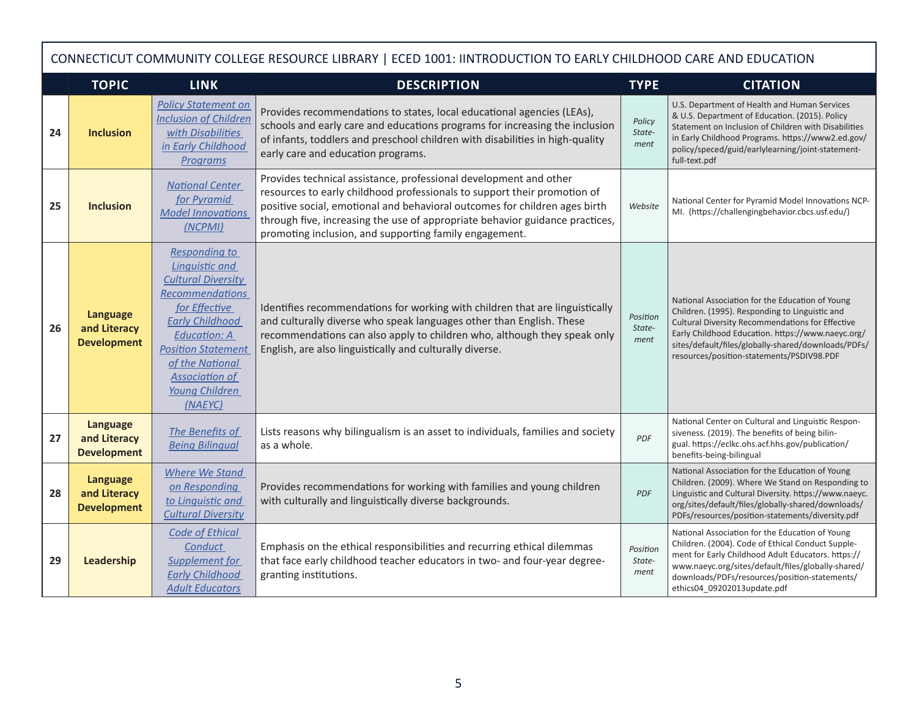CONNECTICUT COMMUNITY COLLEGE RESOURCE LIBRARY | ECED 1001: IINTRODUCTION TO EARLY CHILDHOOD CARE AND EDUCATION

| | TOPIC | LINK | DESCRIPTION | TYPE | CITATION |
|---|---|---|---|---|---|
| 24 | **Inclusion** | *Policy Statement on Inclusion of Children with Disabilities in Early Childhood Programs* | Provides recommendations to states, local educational agencies (LEAs), schools and early care and educations programs for increasing the inclusion of infants, toddlers and preschool children with disabilities in high-quality early care and education programs. | *Policy State-ment* | U.S. Department of Health and Human Services & U.S. Department of Education. (2015). Policy Statement on Inclusion of Children with Disabilities in Early Childhood Programs. https://www2.ed.gov/policy/speced/guid/earlylearning/joint-statement-full-text.pdf |
| 25 | **Inclusion** | *National Center for Pyramid Model Innovations (NCPMI)* | Provides technical assistance, professional development and other resources to early childhood professionals to support their promotion of positive social, emotional and behavioral outcomes for children ages birth through five, increasing the use of appropriate behavior guidance practices, promoting inclusion, and supporting family engagement. | *Website* | National Center for Pyramid Model Innovations NCP-MI. (https://challengingbehavior.cbcs.usf.edu/) |
| 26 | **Language and Literacy Development** | *Responding to Linguistic and Cultural Diversity Recommendations for Effective Early Childhood Education: A Position Statement of the National Association of Young Children (NAEYC)* | Identifies recommendations for working with children that are linguistically and culturally diverse who speak languages other than English. These recommendations can also apply to children who, although they speak only English, are also linguistically and culturally diverse. | *Position State-ment* | National Association for the Education of Young Children. (1995). Responding to Linguistic and Cultural Diversity Recommendations for Effective Early Childhood Education. https://www.naeyc.org/sites/default/files/globally-shared/downloads/PDFs/resources/position-statements/PSDIV98.PDF |
| 27 | **Language and Literacy Development** | *The Benefits of Being Bilingual* | Lists reasons why bilingualism is an asset to individuals, families and society as a whole. | *PDF* | National Center on Cultural and Linguistic Responsiveness. (2019). The benefits of being bilingual. https://eclkc.ohs.acf.hhs.gov/publication/benefits-being-bilingual |
| 28 | **Language and Literacy Development** | *Where We Stand on Responding to Linguistic and Cultural Diversity* | Provides recommendations for working with families and young children with culturally and linguistically diverse backgrounds. | *PDF* | National Association for the Education of Young Children. (2009). Where We Stand on Responding to Linguistic and Cultural Diversity. https://www.naeyc.org/sites/default/files/globally-shared/downloads/PDFs/resources/position-statements/diversity.pdf |
| 29 | **Leadership** | *Code of Ethical Conduct Supplement for Early Childhood Adult Educators* | Emphasis on the ethical responsibilities and recurring ethical dilemmas that face early childhood teacher educators in two- and four-year degree-granting institutions. | *Position State-ment* | National Association for the Education of Young Children. (2004). Code of Ethical Conduct Supplement for Early Childhood Adult Educators. https://www.naeyc.org/sites/default/files/globally-shared/downloads/PDFs/resources/position-statements/ethics04_09202013update.pdf |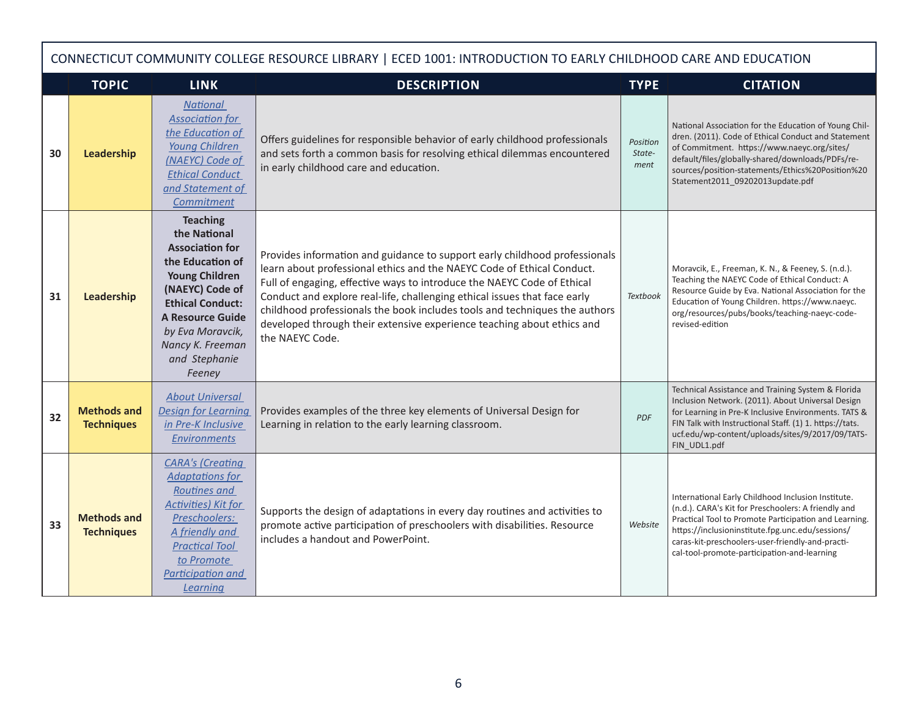| | CONNECTICUT COMMUNITY COLLEGE RESOURCE LIBRARY \| ECED 1001: INTRODUCTION TO EARLY CHILDHOOD CARE AND EDUCATION | | | | |
|---|---|---|---|---|---|
| | **TOPIC** | **LINK** | **DESCRIPTION** | **TYPE** | **CITATION** |
| **30** | **Leadership** | *National Association for the Education of Young Children (NAEYC) Code of Ethical Conduct and Statement of Commitment* | Offers guidelines for responsible behavior of early childhood professionals and sets forth a common basis for resolving ethical dilemmas encountered in early childhood care and education. | *Position Statement* | National Association for the Education of Young Children. (2011). Code of Ethical Conduct and Statement of Commitment. https://www.naeyc.org/sites/default/files/globally-shared/downloads/PDFs/resources/position-statements/Ethics%20Position%20Statement2011_09202013update.pdf |
| **31** | **Leadership** | **Teaching the National Association for the Education of Young Children (NAEYC) Code of Ethical Conduct: A Resource Guide** *by Eva Moravcik, Nancy K. Freeman and Stephanie Feeney* | Provides information and guidance to support early childhood professionals learn about professional ethics and the NAEYC Code of Ethical Conduct. Full of engaging, effective ways to introduce the NAEYC Code of Ethical Conduct and explore real-life, challenging ethical issues that face early childhood professionals the book includes tools and techniques the authors developed through their extensive experience teaching about ethics and the NAEYC Code. | *Textbook* | Moravcik, E., Freeman, K. N., & Feeney, S. (n.d.). Teaching the NAEYC Code of Ethical Conduct: A Resource Guide by Eva. National Association for the Education of Young Children. https://www.naeyc.org/resources/pubs/books/teaching-naeyc-code-revised-edition |
| **32** | **Methods and Techniques** | *About Universal Design for Learning in Pre-K Inclusive Environments* | Provides examples of the three key elements of Universal Design for Learning in relation to the early learning classroom. | *PDF* | Technical Assistance and Training System & Florida Inclusion Network. (2011). About Universal Design for Learning in Pre-K Inclusive Environments. TATS & FIN Talk with Instructional Staff. (1) 1. https://tats.ucf.edu/wp-content/uploads/sites/9/2017/09/TATS-FIN_UDL1.pdf |
| **33** | **Methods and Techniques** | *CARA's (Creating Adaptations for Routines and Activities) Kit for Preschoolers: A friendly and Practical Tool to Promote Participation and Learning* | Supports the design of adaptations in every day routines and activities to promote active participation of preschoolers with disabilities. Resource includes a handout and PowerPoint. | *Website* | International Early Childhood Inclusion Institute. (n.d.). CARA's Kit for Preschoolers: A friendly and Practical Tool to Promote Participation and Learning. https://inclusioninstitute.fpg.unc.edu/sessions/caras-kit-preschoolers-user-friendly-and-practical-tool-promote-participation-and-learning |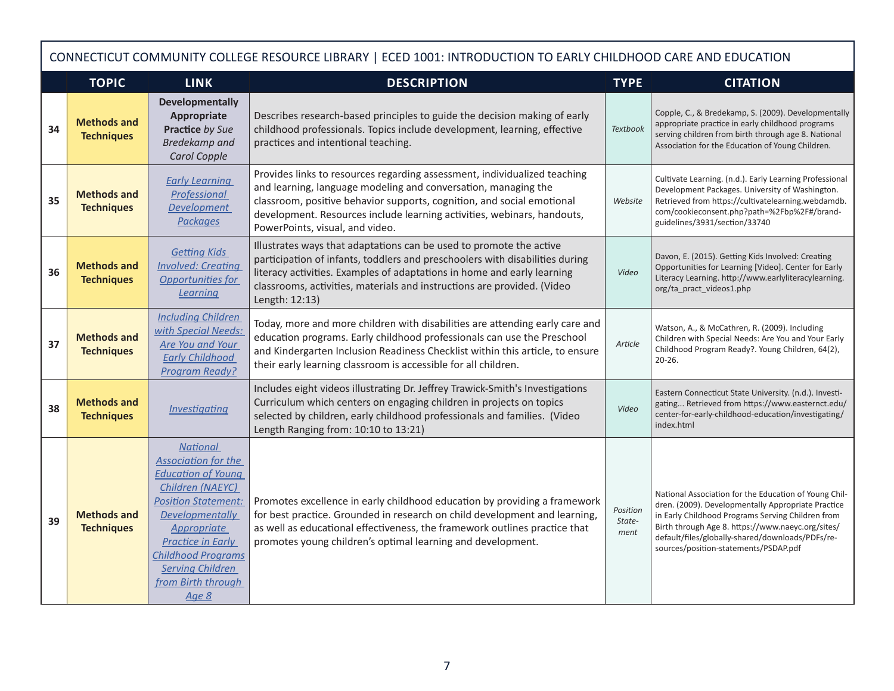CONNECTICUT COMMUNITY COLLEGE RESOURCE LIBRARY | ECED 1001: INTRODUCTION TO EARLY CHILDHOOD CARE AND EDUCATION

| | TOPIC | LINK | DESCRIPTION | TYPE | CITATION |
|---|---|---|---|---|---|
| 34 | **Methods and Techniques** | **Developmentally Appropriate Practice** *by Sue Bredekamp and Carol Copple* | Describes research-based principles to guide the decision making of early childhood professionals. Topics include development, learning, effective practices and intentional teaching. | *Textbook* | Copple, C., & Bredekamp, S. (2009). Developmentally appropriate practice in early childhood programs serving children from birth through age 8. National Association for the Education of Young Children. |
| 35 | **Methods and Techniques** | *Early Learning Professional Development Packages* | Provides links to resources regarding assessment, individualized teaching and learning, language modeling and conversation, managing the classroom, positive behavior supports, cognition, and social emotional development. Resources include learning activities, webinars, handouts, PowerPoints, visual, and video. | *Website* | Cultivate Learning. (n.d.). Early Learning Professional Development Packages. University of Washington. Retrieved from https://cultivatelearning.webdamdb.com/cookieconsent.php?path=%2Fbp%2F#/brand-guidelines/3931/section/33740 |
| 36 | **Methods and Techniques** | *Getting Kids Involved: Creating Opportunities for Learning* | Illustrates ways that adaptations can be used to promote the active participation of infants, toddlers and preschoolers with disabilities during literacy activities. Examples of adaptations in home and early learning classrooms, activities, materials and instructions are provided. (Video Length: 12:13) | *Video* | Davon, E. (2015). Getting Kids Involved: Creating Opportunities for Learning [Video]. Center for Early Literacy Learning. http://www.earlyliteracylearning.org/ta_pract_videos1.php |
| 37 | **Methods and Techniques** | *Including Children with Special Needs: Are You and Your Early Childhood Program Ready?* | Today, more and more children with disabilities are attending early care and education programs. Early childhood professionals can use the Preschool and Kindergarten Inclusion Readiness Checklist within this article, to ensure their early learning classroom is accessible for all children. | *Article* | Watson, A., & McCathren, R. (2009). Including Children with Special Needs: Are You and Your Early Childhood Program Ready?. Young Children, 64(2), 20-26. |
| 38 | **Methods and Techniques** | *Investigating* | Includes eight videos illustrating Dr. Jeffrey Trawick-Smith's Investigations Curriculum which centers on engaging children in projects on topics selected by children, early childhood professionals and families. (Video Length Ranging from: 10:10 to 13:21) | *Video* | Eastern Connecticut State University. (n.d.). Investigating... Retrieved from https://www.easternct.edu/center-for-early-childhood-education/investigating/index.html |
| 39 | **Methods and Techniques** | *National Association for the Education of Young Children (NAEYC) Position Statement: Developmentally Appropriate Practice in Early Childhood Programs Serving Children from Birth through Age 8* | Promotes excellence in early childhood education by providing a framework for best practice. Grounded in research on child development and learning, as well as educational effectiveness, the framework outlines practice that promotes young children's optimal learning and development. | *Position Statement* | National Association for the Education of Young Children. (2009). Developmentally Appropriate Practice in Early Childhood Programs Serving Children from Birth through Age 8. https://www.naeyc.org/sites/default/files/globally-shared/downloads/PDFs/resources/position-statements/PSDAP.pdf |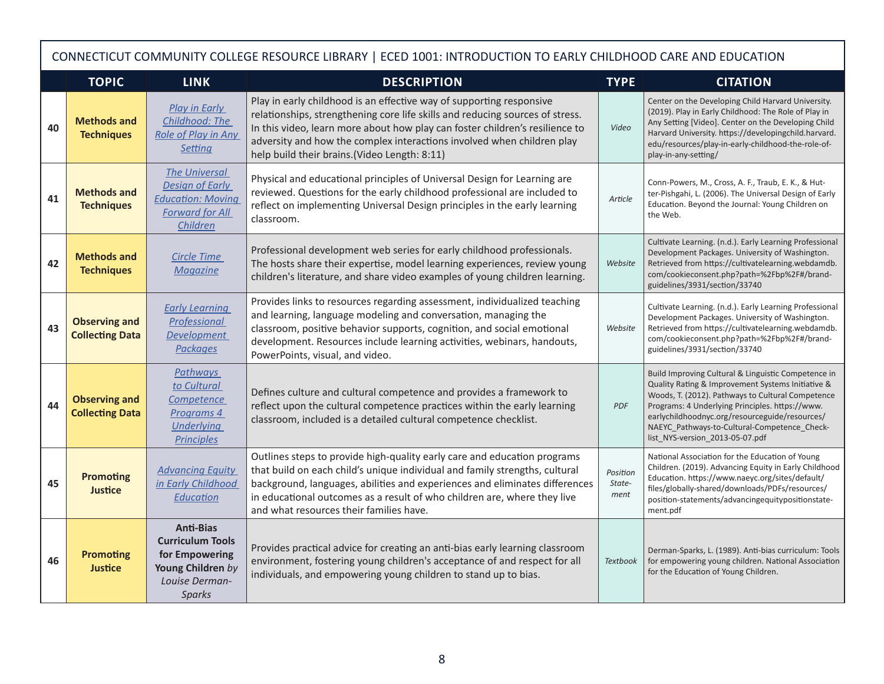CONNECTICUT COMMUNITY COLLEGE RESOURCE LIBRARY | ECED 1001: INTRODUCTION TO EARLY CHILDHOOD CARE AND EDUCATION

| | TOPIC | LINK | DESCRIPTION | TYPE | CITATION |
|---|---|---|---|---|---|
| 40 | **Methods and Techniques** | *Play in Early Childhood: The Role of Play in Any Setting* | Play in early childhood is an effective way of supporting responsive relationships, strengthening core life skills and reducing sources of stress. In this video, learn more about how play can foster children's resilience to adversity and how the complex interactions involved when children play help build their brains.(Video Length: 8:11) | *Video* | Center on the Developing Child Harvard University. (2019). Play in Early Childhood: The Role of Play in Any Setting [Video]. Center on the Developing Child Harvard University. https://developingchild.harvard.edu/resources/play-in-early-childhood-the-role-of-play-in-any-setting/ |
| 41 | **Methods and Techniques** | *The Universal Design of Early Education: Moving Forward for All Children* | Physical and educational principles of Universal Design for Learning are reviewed. Questions for the early childhood professional are included to reflect on implementing Universal Design principles in the early learning classroom. | *Article* | Conn-Powers, M., Cross, A. F., Traub, E. K., & Hutter-Pishgahi, L. (2006). The Universal Design of Early Education. Beyond the Journal: Young Children on the Web. |
| 42 | **Methods and Techniques** | *Circle Time Magazine* | Professional development web series for early childhood professionals. The hosts share their expertise, model learning experiences, review young children's literature, and share video examples of young children learning. | *Website* | Cultivate Learning. (n.d.). Early Learning Professional Development Packages. University of Washington. Retrieved from https://cultivatelearning.webdamdb.com/cookieconsent.php?path=%2Fbp%2F#/brand-guidelines/3931/section/33740 |
| 43 | **Observing and Collecting Data** | *Early Learning Professional Development Packages* | Provides links to resources regarding assessment, individualized teaching and learning, language modeling and conversation, managing the classroom, positive behavior supports, cognition, and social emotional development. Resources include learning activities, webinars, handouts, PowerPoints, visual, and video. | *Website* | Cultivate Learning. (n.d.). Early Learning Professional Development Packages. University of Washington. Retrieved from https://cultivatelearning.webdamdb.com/cookieconsent.php?path=%2Fbp%2F#/brand-guidelines/3931/section/33740 |
| 44 | **Observing and Collecting Data** | *Pathways to Cultural Competence Programs 4 Underlying Principles* | Defines culture and cultural competence and provides a framework to reflect upon the cultural competence practices within the early learning classroom, included is a detailed cultural competence checklist. | *PDF* | Build Improving Cultural & Linguistic Competence in Quality Rating & Improvement Systems Initiative & Woods, T. (2012). Pathways to Cultural Competence Programs: 4 Underlying Principles. https://www.earlychildhoodnyc.org/resourceguide/resources/NAEYC_Pathways-to-Cultural-Competence_Checklist_NYS-version_2013-05-07.pdf |
| 45 | **Promoting Justice** | *Advancing Equity in Early Childhood Education* | Outlines steps to provide high-quality early care and education programs that build on each child's unique individual and family strengths, cultural background, languages, abilities and experiences and eliminates differences in educational outcomes as a result of who children are, where they live and what resources their families have. | *Position Statement* | National Association for the Education of Young Children. (2019). Advancing Equity in Early Childhood Education. https://www.naeyc.org/sites/default/files/globally-shared/downloads/PDFs/resources/position-statements/advancingequitypositionstatement.pdf |
| 46 | **Promoting Justice** | **Anti-Bias Curriculum Tools for Empowering Young Children** *by Louise Derman-Sparks* | Provides practical advice for creating an anti-bias early learning classroom environment, fostering young children's acceptance of and respect for all individuals, and empowering young children to stand up to bias. | *Textbook* | Derman-Sparks, L. (1989). Anti-bias curriculum: Tools for empowering young children. National Association for the Education of Young Children. |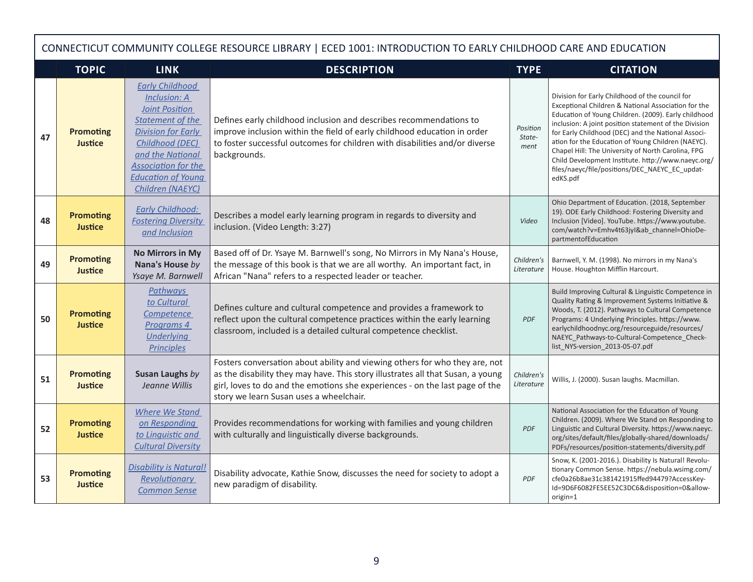CONNECTICUT COMMUNITY COLLEGE RESOURCE LIBRARY | ECED 1001: INTRODUCTION TO EARLY CHILDHOOD CARE AND EDUCATION

| | TOPIC | LINK | DESCRIPTION | TYPE | CITATION |
|---|---|---|---|---|---|
| 47 | **Promoting Justice** | *Early Childhood Inclusion: A Joint Position Statement of the Division for Early Childhood (DEC) and the National Association for the Education of Young Children (NAEYC)* | Defines early childhood inclusion and describes recommendations to improve inclusion within the field of early childhood education in order to foster successful outcomes for children with disabilities and/or diverse backgrounds. | *Position Statement* | Division for Early Childhood of the council for Exceptional Children & National Association for the Education of Young Children. (2009). Early childhood inclusion: A joint position statement of the Division for Early Childhood (DEC) and the National Association for the Education of Young Children (NAEYC). Chapel Hill: The University of North Carolina, FPG Child Development Institute. http://www.naeyc.org/files/naeyc/file/positions/DEC_NAEYC_EC_updatedKS.pdf |
| 48 | **Promoting Justice** | *Early Childhood: Fostering Diversity and Inclusion* | Describes a model early learning program in regards to diversity and inclusion. (Video Length: 3:27) | *Video* | Ohio Department of Education. (2018, September 19). ODE Early Childhood: Fostering Diversity and Inclusion [Video]. YouTube. https://www.youtube.com/watch?v=Emhv4t63jyI&ab_channel=OhioDepartmentofEducation |
| 49 | **Promoting Justice** | **No Mirrors in My Nana's House** *by Ysaye M. Barnwell* | Based off of Dr. Ysaye M. Barnwell's song, No Mirrors in My Nana's House, the message of this book is that we are all worthy. An important fact, in African "Nana" refers to a respected leader or teacher. | *Children's Literature* | Barnwell, Y. M. (1998). No mirrors in my Nana's House. Houghton Mifflin Harcourt. |
| 50 | **Promoting Justice** | *Pathways to Cultural Competence Programs 4 Underlying Principles* | Defines culture and cultural competence and provides a framework to reflect upon the cultural competence practices within the early learning classroom, included is a detailed cultural competence checklist. | *PDF* | Build Improving Cultural & Linguistic Competence in Quality Rating & Improvement Systems Initiative & Woods, T. (2012). Pathways to Cultural Competence Programs: 4 Underlying Principles. https://www.earlychildhoodnyc.org/resourceguide/resources/NAEYC_Pathways-to-Cultural-Competence_Checklist_NYS-version_2013-05-07.pdf |
| 51 | **Promoting Justice** | **Susan Laughs** *by Jeanne Willis* | Fosters conversation about ability and viewing others for who they are, not as the disability they may have. This story illustrates all that Susan, a young girl, loves to do and the emotions she experiences - on the last page of the story we learn Susan uses a wheelchair. | *Children's Literature* | Willis, J. (2000). Susan laughs. Macmillan. |
| 52 | **Promoting Justice** | *Where We Stand on Responding to Linguistic and Cultural Diversity* | Provides recommendations for working with families and young children with culturally and linguistically diverse backgrounds. | *PDF* | National Association for the Education of Young Children. (2009). Where We Stand on Responding to Linguistic and Cultural Diversity. https://www.naeyc.org/sites/default/files/globally-shared/downloads/PDFs/resources/position-statements/diversity.pdf |
| 53 | **Promoting Justice** | *Disability is Natural! Revolutionary Common Sense* | Disability advocate, Kathie Snow, discusses the need for society to adopt a new paradigm of disability. | *PDF* | Snow, K. (2001-2016.). Disability Is Natural! Revolutionary Common Sense. https://nebula.wsimg.com/cfe0a26b8ae31c381421915ffed94479?AccessKeyId=9D6F6082FE5EE52C3DC6&disposition=0&alloworigin=1 |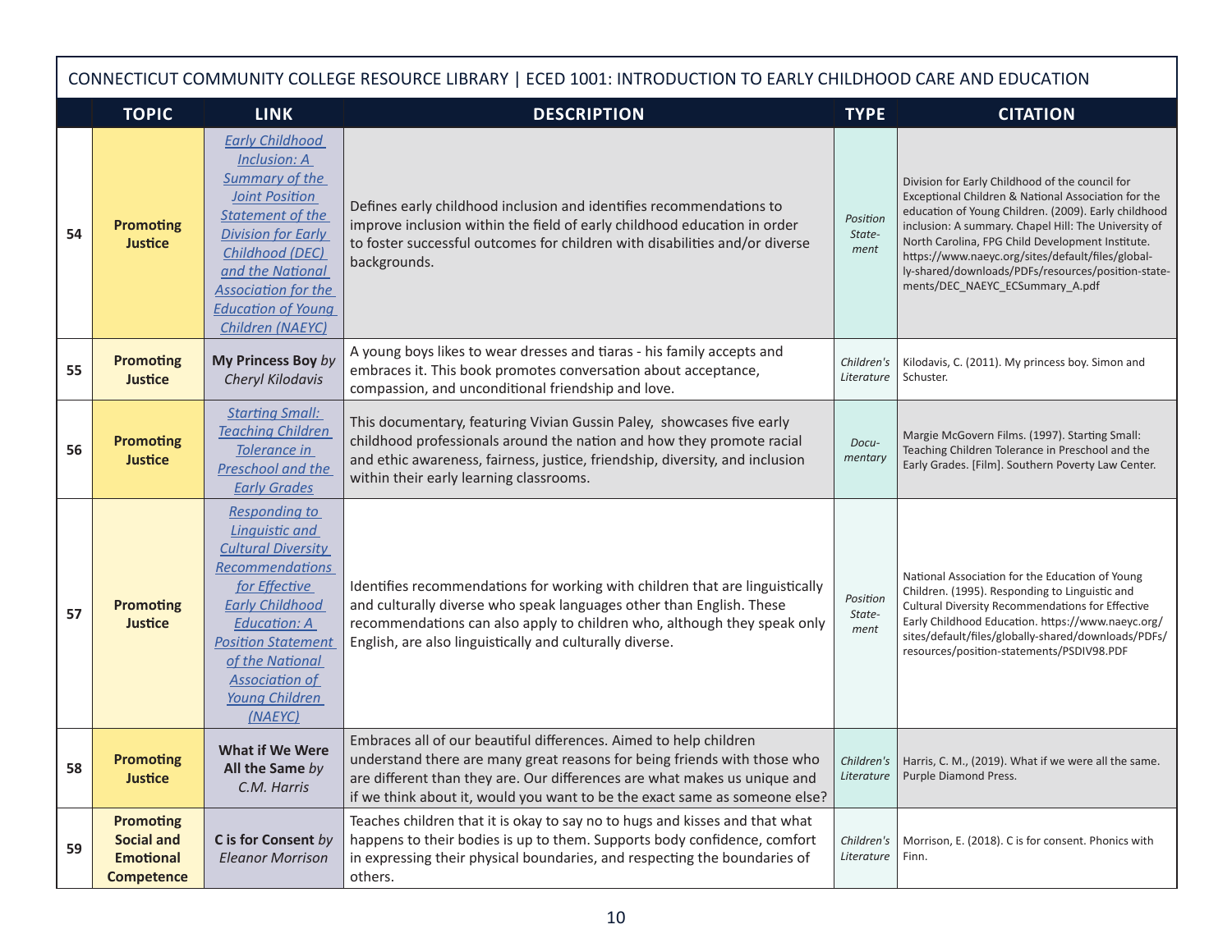| | TOPIC | LINK | DESCRIPTION | TYPE | CITATION |
|---|---|---|---|---|---|
| 54 | **Promoting Justice** | [Early Childhood Inclusion: A Summary of the Joint Position Statement of the Division for Early Childhood (DEC) and the National Association for the Education of Young Children (NAEYC)] | Defines early childhood inclusion and identifies recommendations to improve inclusion within the field of early childhood education in order to foster successful outcomes for children with disabilities and/or diverse backgrounds. | *Position Statement* | Division for Early Childhood of the council for Exceptional Children & National Association for the education of Young Children. (2009). Early childhood inclusion: A summary. Chapel Hill: The University of North Carolina, FPG Child Development Institute. https://www.naeyc.org/sites/default/files/globally-shared/downloads/PDFs/resources/position-statements/DEC_NAEYC_ECSummary_A.pdf |
| 55 | **Promoting Justice** | **My Princess Boy** *by Cheryl Kilodavis* | A young boys likes to wear dresses and tiaras - his family accepts and embraces it. This book promotes conversation about acceptance, compassion, and unconditional friendship and love. | *Children's Literature* | Kilodavis, C. (2011). My princess boy. Simon and Schuster. |
| 56 | **Promoting Justice** | [Starting Small: Teaching Children Tolerance in Preschool and the Early Grades] | This documentary, featuring Vivian Gussin Paley, showcases five early childhood professionals around the nation and how they promote racial and ethic awareness, fairness, justice, friendship, diversity, and inclusion within their early learning classrooms. | *Documentary* | Margie McGovern Films. (1997). Starting Small: Teaching Children Tolerance in Preschool and the Early Grades. [Film]. Southern Poverty Law Center. |
| 57 | **Promoting Justice** | [Responding to Linguistic and Cultural Diversity Recommendations for Effective Early Childhood Education: A Position Statement of the National Association of Young Children (NAEYC)] | Identifies recommendations for working with children that are linguistically and culturally diverse who speak languages other than English. These recommendations can also apply to children who, although they speak only English, are also linguistically and culturally diverse. | *Position Statement* | National Association for the Education of Young Children. (1995). Responding to Linguistic and Cultural Diversity Recommendations for Effective Early Childhood Education. https://www.naeyc.org/sites/default/files/globally-shared/downloads/PDFs/resources/position-statements/PSDIV98.PDF |
| 58 | **Promoting Justice** | **What if We Were All the Same** *by C.M. Harris* | Embraces all of our beautiful differences. Aimed to help children understand there are many great reasons for being friends with those who are different than they are. Our differences are what makes us unique and if we think about it, would you want to be the exact same as someone else? | *Children's Literature* | Harris, C. M., (2019). What if we were all the same. Purple Diamond Press. |
| 59 | **Promoting Social and Emotional Competence** | **C is for Consent** *by Eleanor Morrison* | Teaches children that it is okay to say no to hugs and kisses and that what happens to their bodies is up to them. Supports body confidence, comfort in expressing their physical boundaries, and respecting the boundaries of others. | *Children's Literature* | Morrison, E. (2018). C is for consent. Phonics with Finn. |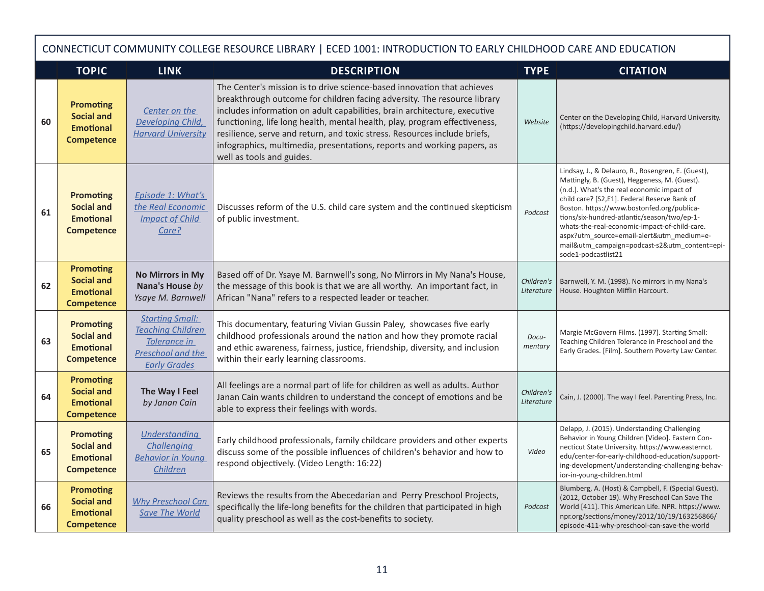| | CONNECTICUT COMMUNITY COLLEGE RESOURCE LIBRARY \| ECED 1001: INTRODUCTION TO EARLY CHILDHOOD CARE AND EDUCATION | | | | |
|---|---|---|---|---|---|
| | **TOPIC** | **LINK** | **DESCRIPTION** | **TYPE** | **CITATION** |
| **60** | **Promoting Social and Emotional Competence** | *Center on the Developing Child, Harvard University* | The Center's mission is to drive science-based innovation that achieves breakthrough outcome for children facing adversity. The resource library includes information on adult capabilities, brain architecture, executive functioning, life long health, mental health, play, program effectiveness, resilience, serve and return, and toxic stress. Resources include briefs, infographics, multimedia, presentations, reports and working papers, as well as tools and guides. | *Website* | Center on the Developing Child, Harvard University. (https://developingchild.harvard.edu/) |
| **61** | **Promoting Social and Emotional Competence** | *Episode 1: What's the Real Economic Impact of Child Care?* | Discusses reform of the U.S. child care system and the continued skepticism of public investment. | *Podcast* | Lindsay, J., & Delauro, R., Rosengren, E. (Guest), Mattingly, B. (Guest), Heggeness, M. (Guest). (n.d.). What's the real economic impact of child care? [S2,E1]. Federal Reserve Bank of Boston. https://www.bostonfed.org/publications/six-hundred-atlantic/season/two/ep-1-whats-the-real-economic-impact-of-child-care.aspx?utm_source=email-alert&utm_medium=email&utm_campaign=podcast-s2&utm_content=episode1-podcastlist21 |
| **62** | **Promoting Social and Emotional Competence** | **No Mirrors in My Nana's House** *by Ysaye M. Barnwell* | Based off of Dr. Ysaye M. Barnwell's song, No Mirrors in My Nana's House, the message of this book is that we are all worthy. An important fact, in African "Nana" refers to a respected leader or teacher. | *Children's Literature* | Barnwell, Y. M. (1998). No mirrors in my Nana's House. Houghton Mifflin Harcourt. |
| **63** | **Promoting Social and Emotional Competence** | *Starting Small: Teaching Children Tolerance in Preschool and the Early Grades* | This documentary, featuring Vivian Gussin Paley, showcases five early childhood professionals around the nation and how they promote racial and ethic awareness, fairness, justice, friendship, diversity, and inclusion within their early learning classrooms. | *Documentary* | Margie McGovern Films. (1997). Starting Small: Teaching Children Tolerance in Preschool and the Early Grades. [Film]. Southern Poverty Law Center. |
| **64** | **Promoting Social and Emotional Competence** | **The Way I Feel** *by Janan Cain* | All feelings are a normal part of life for children as well as adults. Author Janan Cain wants children to understand the concept of emotions and be able to express their feelings with words. | *Children's Literature* | Cain, J. (2000). The way I feel. Parenting Press, Inc. |
| **65** | **Promoting Social and Emotional Competence** | *Understanding Challenging Behavior in Young Children* | Early childhood professionals, family childcare providers and other experts discuss some of the possible influences of children's behavior and how to respond objectively. (Video Length: 16:22) | *Video* | Delapp, J. (2015). Understanding Challenging Behavior in Young Children [Video]. Eastern Connecticut State University. https://www.easternct.edu/center-for-early-childhood-education/supporting-development/understanding-challenging-behavior-in-young-children.html |
| **66** | **Promoting Social and Emotional Competence** | *Why Preschool Can Save The World* | Reviews the results from the Abecedarian and Perry Preschool Projects, specifically the life-long benefits for the children that participated in high quality preschool as well as the cost-benefits to society. | *Podcast* | Blumberg, A. (Host) & Campbell, F. (Special Guest). (2012, October 19). Why Preschool Can Save The World [411]. This American Life. NPR. https://www.npr.org/sections/money/2012/10/19/163256866/episode-411-why-preschool-can-save-the-world |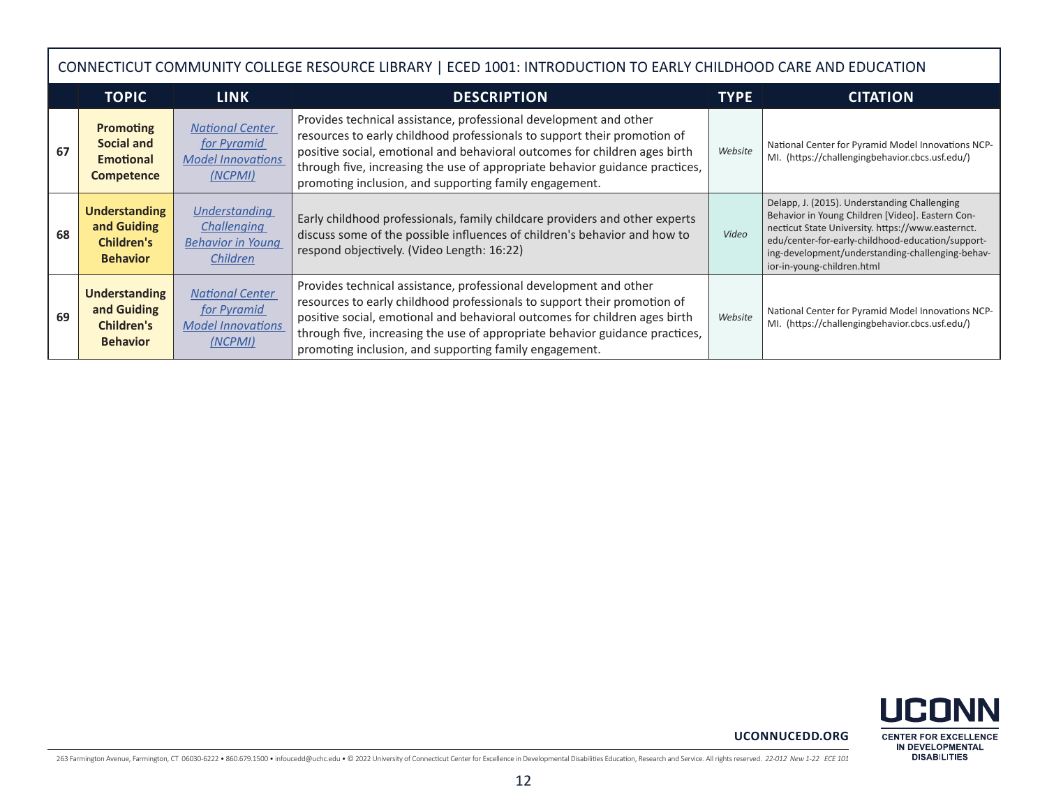CONNECTICUT COMMUNITY COLLEGE RESOURCE LIBRARY | ECED 1001: INTRODUCTION TO EARLY CHILDHOOD CARE AND EDUCATION

| | TOPIC | LINK | DESCRIPTION | TYPE | CITATION |
|---|---|---|---|---|---|
| 67 | **Promoting Social and Emotional Competence** | *National Center for Pyramid Model Innovations (NCPMI)* | Provides technical assistance, professional development and other resources to early childhood professionals to support their promotion of positive social, emotional and behavioral outcomes for children ages birth through five, increasing the use of appropriate behavior guidance practices, promoting inclusion, and supporting family engagement. | *Website* | National Center for Pyramid Model Innovations NCPMI. (https://challengingbehavior.cbcs.usf.edu/) |
| 68 | **Understanding and Guiding Children's Behavior** | *Understanding Challenging Behavior in Young Children* | Early childhood professionals, family childcare providers and other experts discuss some of the possible influences of children's behavior and how to respond objectively. (Video Length: 16:22) | *Video* | Delapp, J. (2015). Understanding Challenging Behavior in Young Children [Video]. Eastern Connecticut State University. https://www.easternct.edu/center-for-early-childhood-education/supporting-development/understanding-challenging-behavior-in-young-children.html |
| 69 | **Understanding and Guiding Children's Behavior** | *National Center for Pyramid Model Innovations (NCPMI)* | Provides technical assistance, professional development and other resources to early childhood professionals to support their promotion of positive social, emotional and behavioral outcomes for children ages birth through five, increasing the use of appropriate behavior guidance practices, promoting inclusion, and supporting family engagement. | *Website* | National Center for Pyramid Model Innovations NCPMI. (https://challengingbehavior.cbcs.usf.edu/) |

UCONNUCEDD.ORG

UCONN CENTER FOR EXCELLENCE IN DEVELOPMENTAL DISABILITIES

263 Farmington Avenue, Farmington, CT 06030-6222 • 860.679.1500 • infoucedd@uchc.edu • © 2022 University of Connecticut Center for Excellence in Developmental Disabilities Education, Research and Service. All rights reserved. *22-012 New 1-22 ECE 101*